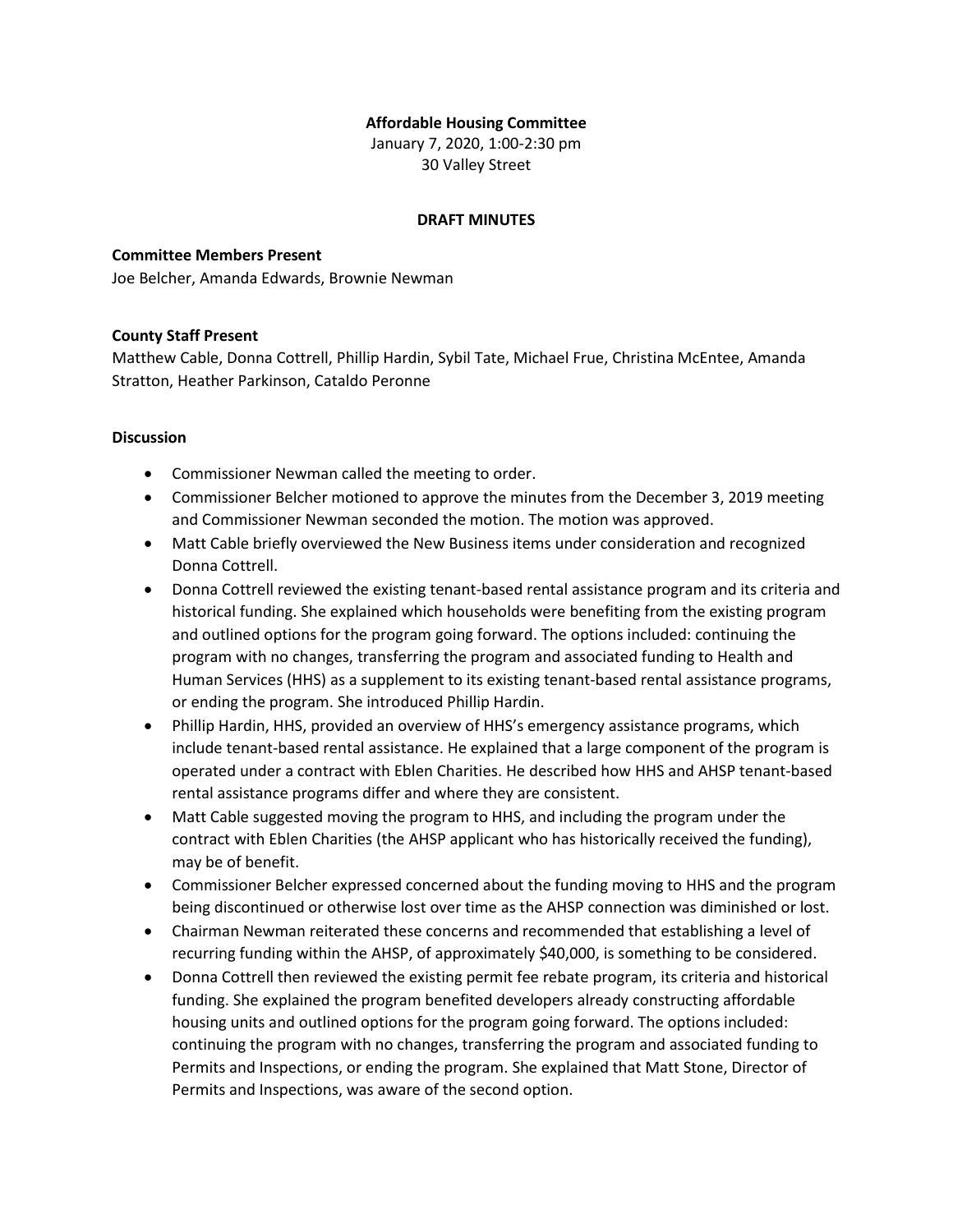**Affordable Housing Committee**

January 7, 2020, 1:00-2:30 pm

30 Valley Street

**DRAFT MINUTES**

**Committee Members Present**

Joe Belcher, Amanda Edwards, Brownie Newman

**County Staff Present**

Matthew Cable, Donna Cottrell, Phillip Hardin, Sybil Tate, Michael Frue, Christina McEntee, Amanda Stratton, Heather Parkinson, Cataldo Peronne

**Discussion**

- Commissioner Newman called the meeting to order.
- Commissioner Belcher motioned to approve the minutes from the December 3, 2019 meeting and Commissioner Newman seconded the motion. The motion was approved.
- Matt Cable briefly overviewed the New Business items under consideration and recognized Donna Cottrell.
- Donna Cottrell reviewed the existing tenant-based rental assistance program and its criteria and historical funding. She explained which households were benefiting from the existing program and outlined options for the program going forward. The options included: continuing the program with no changes, transferring the program and associated funding to Health and Human Services (HHS) as a supplement to its existing tenant-based rental assistance programs, or ending the program. She introduced Phillip Hardin.
- Phillip Hardin, HHS, provided an overview of HHS's emergency assistance programs, which include tenant-based rental assistance. He explained that a large component of the program is operated under a contract with Eblen Charities. He described how HHS and AHSP tenant-based rental assistance programs differ and where they are consistent.
- Matt Cable suggested moving the program to HHS, and including the program under the contract with Eblen Charities (the AHSP applicant who has historically received the funding), may be of benefit.
- Commissioner Belcher expressed concerned about the funding moving to HHS and the program being discontinued or otherwise lost over time as the AHSP connection was diminished or lost.
- Chairman Newman reiterated these concerns and recommended that establishing a level of recurring funding within the AHSP, of approximately $40,000, is something to be considered.
- Donna Cottrell then reviewed the existing permit fee rebate program, its criteria and historical funding. She explained the program benefited developers already constructing affordable housing units and outlined options for the program going forward. The options included: continuing the program with no changes, transferring the program and associated funding to Permits and Inspections, or ending the program. She explained that Matt Stone, Director of Permits and Inspections, was aware of the second option.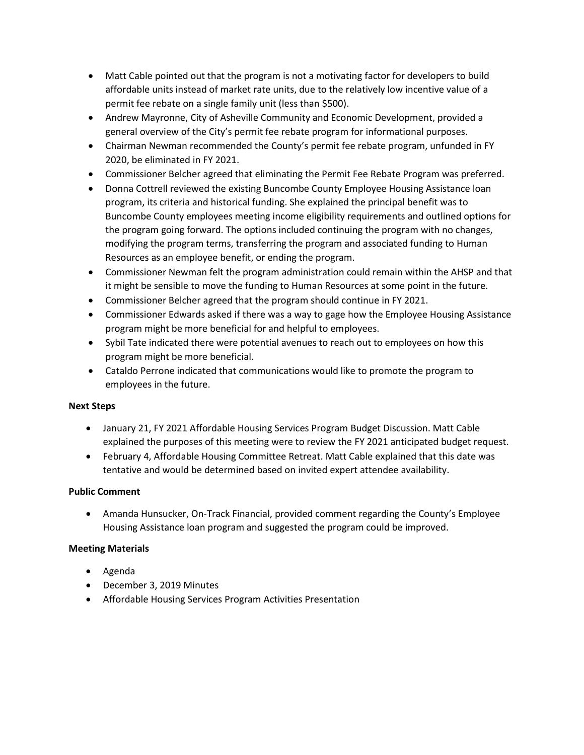- Matt Cable pointed out that the program is not a motivating factor for developers to build affordable units instead of market rate units, due to the relatively low incentive value of a permit fee rebate on a single family unit (less than $500).
- Andrew Mayronne, City of Asheville Community and Economic Development, provided a general overview of the City's permit fee rebate program for informational purposes.
- Chairman Newman recommended the County's permit fee rebate program, unfunded in FY 2020, be eliminated in FY 2021.
- Commissioner Belcher agreed that eliminating the Permit Fee Rebate Program was preferred.
- Donna Cottrell reviewed the existing Buncombe County Employee Housing Assistance loan program, its criteria and historical funding. She explained the principal benefit was to Buncombe County employees meeting income eligibility requirements and outlined options for the program going forward. The options included continuing the program with no changes, modifying the program terms, transferring the program and associated funding to Human Resources as an employee benefit, or ending the program.
- Commissioner Newman felt the program administration could remain within the AHSP and that it might be sensible to move the funding to Human Resources at some point in the future.
- Commissioner Belcher agreed that the program should continue in FY 2021.
- Commissioner Edwards asked if there was a way to gage how the Employee Housing Assistance program might be more beneficial for and helpful to employees.
- Sybil Tate indicated there were potential avenues to reach out to employees on how this program might be more beneficial.
- Cataldo Perrone indicated that communications would like to promote the program to employees in the future.

**Next Steps**

- January 21, FY 2021 Affordable Housing Services Program Budget Discussion. Matt Cable explained the purposes of this meeting were to review the FY 2021 anticipated budget request.
- February 4, Affordable Housing Committee Retreat. Matt Cable explained that this date was tentative and would be determined based on invited expert attendee availability.

**Public Comment**

- Amanda Hunsucker, On-Track Financial, provided comment regarding the County's Employee Housing Assistance loan program and suggested the program could be improved.

**Meeting Materials**

- Agenda
- December 3, 2019 Minutes
- Affordable Housing Services Program Activities Presentation